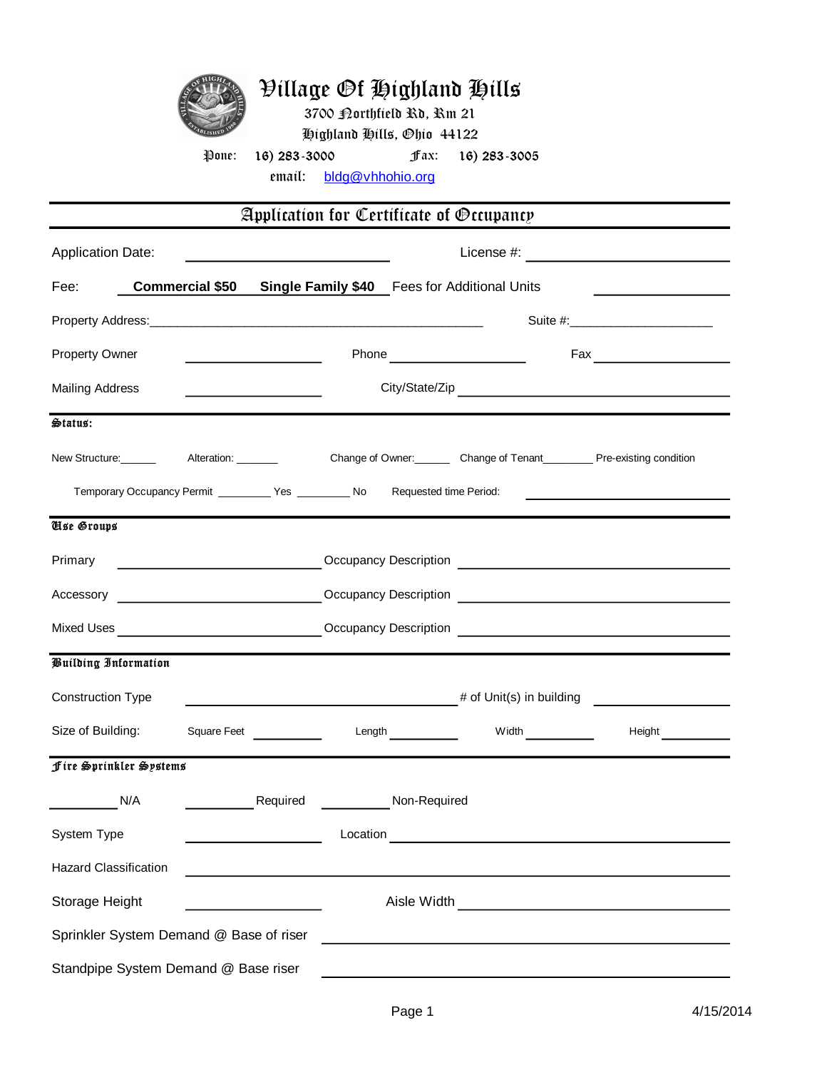# Village Of Highland Hills

3700 Northfield Rd, Rm 21

Highland Hills, Ohio 44122

Pone: 16) 283-3000 Fax: 16) 283-3005

email: bldg@vhhohio.org

## Application for Certificate of Occupancy

Application Date: ____________________ License #: ____________________

Fee: **Commercial $50** **Single Family $40** Fees for Additional Units ____________

Property Address:________________________________________ Suite #:__________________

Property Owner ______________ Phone ______________ Fax ______________

Mailing Address ______________ City/State/Zip ______________________________

### Status:

New Structure:______ Alteration: _______ Change of Owner:______ Change of Tenant________ Pre-existing condition

Temporary Occupancy Permit _________ Yes _________ No Requested time Period: ______________________

### Use Groups

Primary ______________________ Occupancy Description ______________________

Accessory ______________________ Occupancy Description ______________________

Mixed Uses ______________________ Occupancy Description ______________________

### Building Information

Construction Type ______________________________ # of Unit(s) in building ______________

Size of Building: Square Feet __________ Length __________ Width __________ Height __________

### Fire Sprinkler Systems

__________ N/A __________ Required __________ Non-Required

System Type ______________ Location ______________________________

Hazard Classification ______________________________________________

Storage Height ______________ Aisle Width ______________________________

Sprinkler System Demand @ Base of riser ______________________________

Standpipe System Demand @ Base riser ______________________________

4/15/2014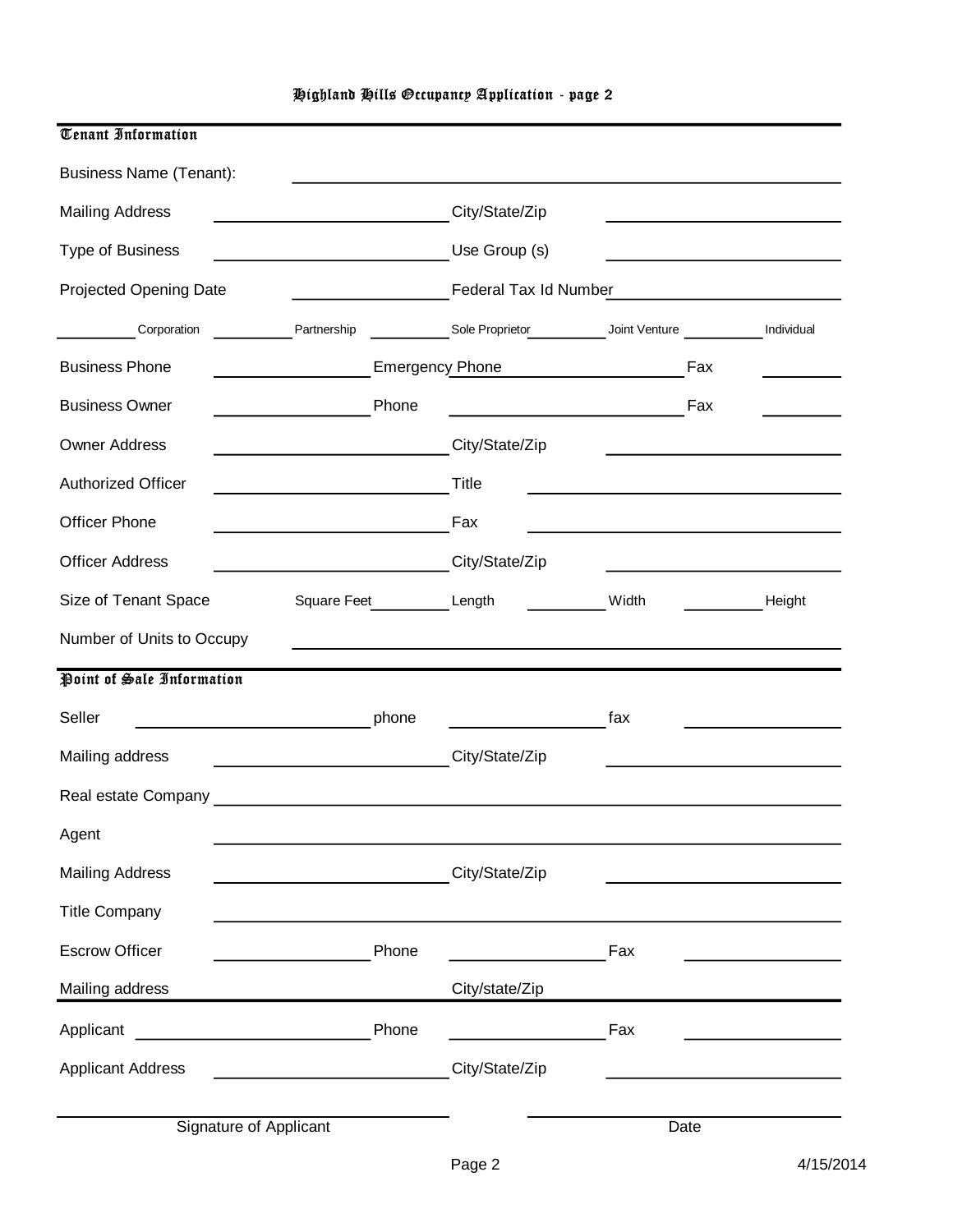Highland Hills Occupancy Application - page 2

## Tenant Information

Business Name (Tenant): ______________________________

Mailing Address ______________________ City/State/Zip ______________________

Type of Business ______________________ Use Group (s) ______________________

Projected Opening Date ______________ Federal Tax Id Number ______________________

_______ Corporation _______ Partnership _______ Sole Proprietor _______ Joint Venture _______ Individual

Business Phone ______________ Emergency Phone ______________ Fax ________

Business Owner ______________ Phone ______________ Fax ________

Owner Address ______________________ City/State/Zip ______________________

Authorized Officer ______________________ Title ______________________

Officer Phone ______________________ Fax ______________________

Officer Address ______________________ City/State/Zip ______________________

Size of Tenant Space Square Feet ________ Length ________ Width ________ Height

Number of Units to Occupy ______________________________

## Point of Sale Information

Seller ______________________ phone ______________ fax ______________

Mailing address ______________________ City/State/Zip ______________________

Real estate Company ______________________________

Agent ______________________________

Mailing Address ______________________ City/State/Zip ______________________

Title Company ______________________________

Escrow Officer ______________ Phone ______________ Fax ______________

Mailing address ______________________ City/state/Zip ______________________

Applicant ______________________ Phone ______________ Fax ______________

Applicant Address ______________________ City/State/Zip ______________________

______________________________ Signature of Applicant

______________________________ Date

4/15/2014